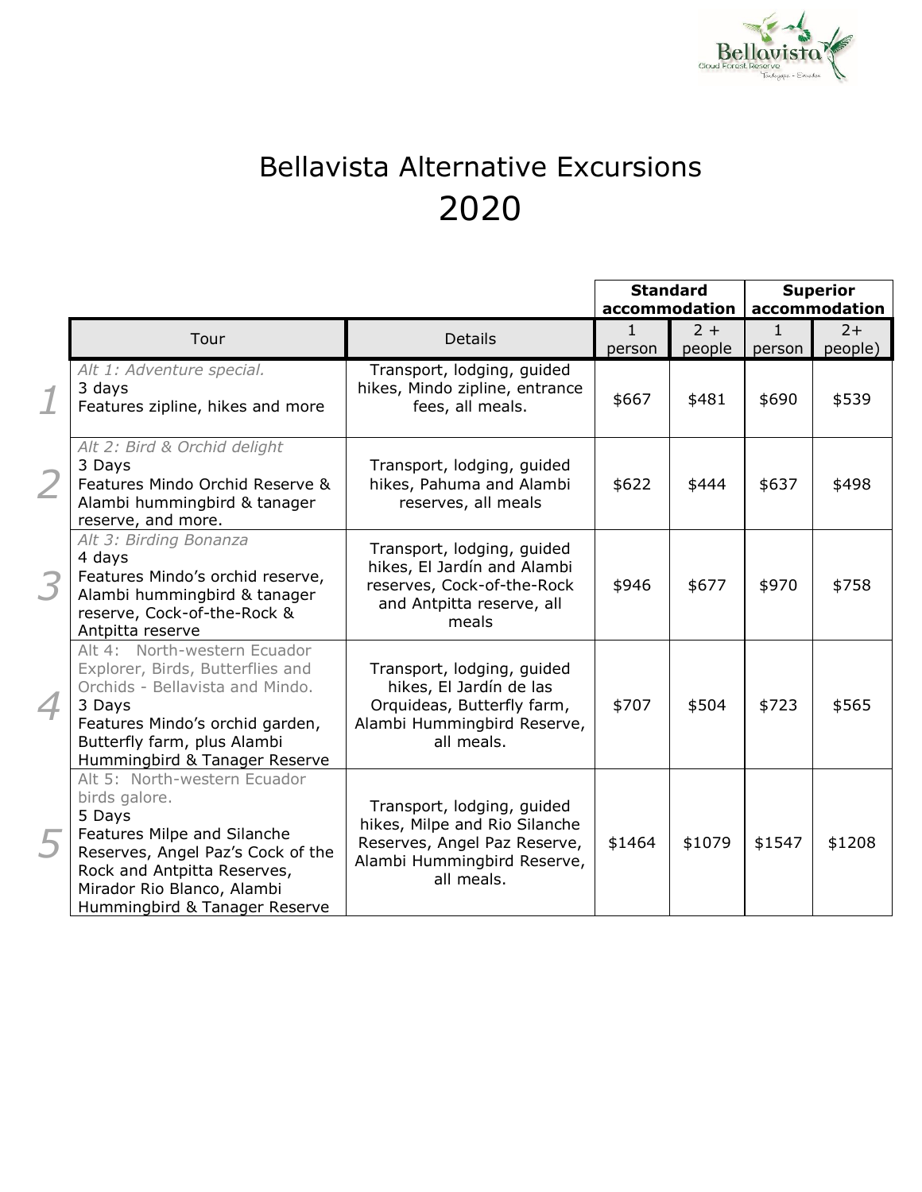# Bellavista Alternative Excursions 2020

| | Tour | Details | Standard accommodation | | Superior accommodation | |
|---|---|---|---|---|---|---|
| | | | 1 person | 2 + people | 1 person | 2+ people) |
| *1* | *Alt 1: Adventure special.*<br>3 days<br>Features zipline, hikes and more | Transport, lodging, guided hikes, Mindo zipline, entrance fees, all meals. | $667 | $481 | $690 | $539 |
| *2* | *Alt 2: Bird & Orchid delight*<br>3 Days<br>Features Mindo Orchid Reserve & Alambi hummingbird & tanager reserve, and more. | Transport, lodging, guided hikes, Pahuma and Alambi reserves, all meals | $622 | $444 | $637 | $498 |
| *3* | *Alt 3: Birding Bonanza*<br>4 days<br>Features Mindo's orchid reserve, Alambi hummingbird & tanager reserve, Cock-of-the-Rock & Antpitta reserve | Transport, lodging, guided hikes, El Jardín and Alambi reserves, Cock-of-the-Rock and Antpitta reserve, all meals | $946 | $677 | $970 | $758 |
| *4* | Alt 4: North-western Ecuador Explorer, Birds, Butterflies and Orchids - Bellavista and Mindo.<br>3 Days<br>Features Mindo's orchid garden, Butterfly farm, plus Alambi Hummingbird & Tanager Reserve | Transport, lodging, guided hikes, El Jardín de las Orquideas, Butterfly farm, Alambi Hummingbird Reserve, all meals. | $707 | $504 | $723 | $565 |
| *5* | Alt 5: North-western Ecuador birds galore.<br>5 Days<br>Features Milpe and Silanche Reserves, Angel Paz's Cock of the Rock and Antpitta Reserves, Mirador Rio Blanco, Alambi Hummingbird & Tanager Reserve | Transport, lodging, guided hikes, Milpe and Rio Silanche Reserves, Angel Paz Reserve, Alambi Hummingbird Reserve, all meals. | $1464 | $1079 | $1547 | $1208 |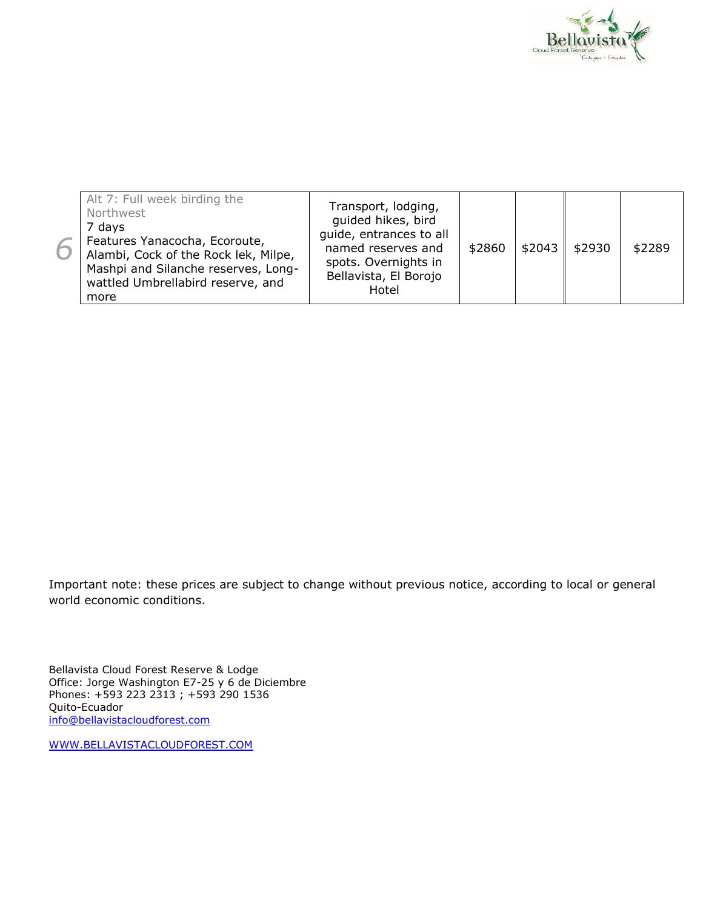| | | | | | | |
|---|---|---|---|---|---|---|
| 6 | Alt 7: Full week birding the Northwest<br>7 days<br>Features Yanacocha, Ecoroute, Alambi, Cock of the Rock lek, Milpe, Mashpi and Silanche reserves, Long-wattled Umbrellabird reserve, and more | Transport, lodging, guided hikes, bird guide, entrances to all named reserves and spots. Overnights in Bellavista, El Borojo Hotel | $2860 | $2043 | $2930 | $2289 |

Important note: these prices are subject to change without previous notice, according to local or general world economic conditions.

Bellavista Cloud Forest Reserve & Lodge
Office: Jorge Washington E7-25 y 6 de Diciembre
Phones: +593 223 2313 ; +593 290 1536
Quito-Ecuador
info@bellavistacloudforest.com

WWW.BELLAVISTACLOUDFOREST.COM